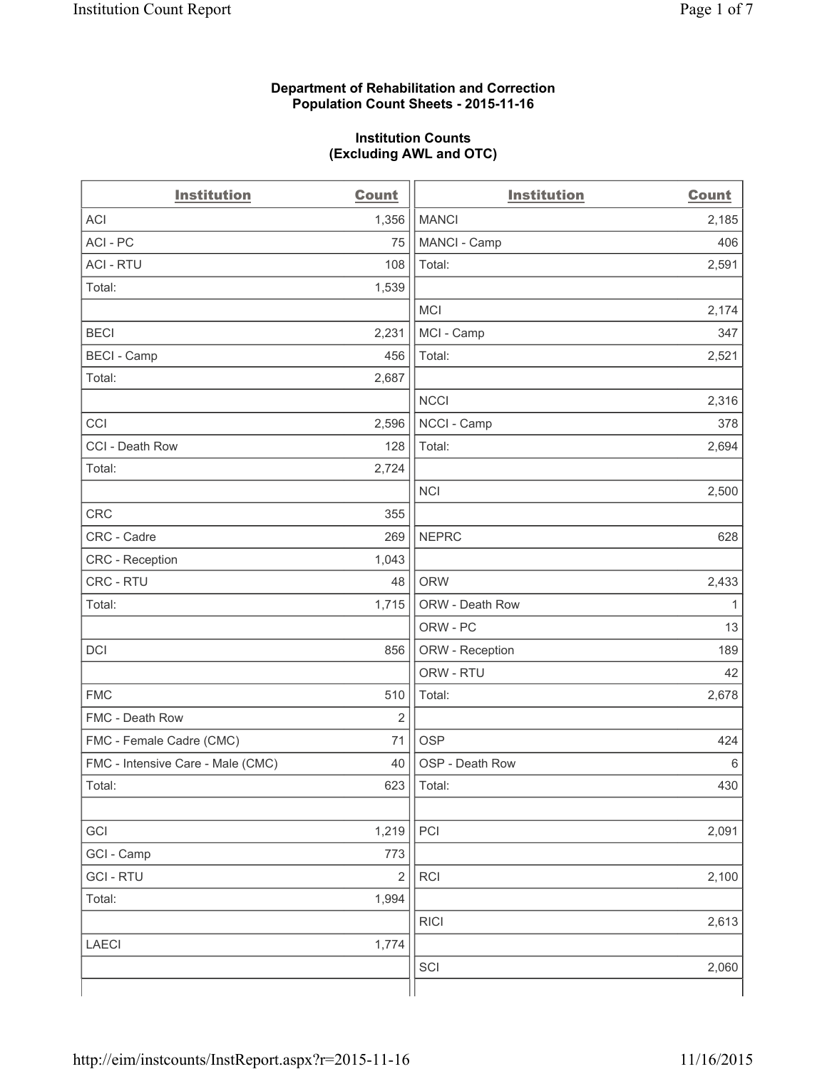**Department of Rehabilitation and Correction**
**Population Count Sheets - 2015-11-16**

**Institution Counts**
**(Excluding AWL and OTC)**

| Institution | Count |
|---|---|
| ACI | 1,356 |
| ACI - PC | 75 |
| ACI - RTU | 108 |
| Total: | 1,539 |
| | |
| BECI | 2,231 |
| BECI - Camp | 456 |
| Total: | 2,687 |
| | |
| CCI | 2,596 |
| CCI - Death Row | 128 |
| Total: | 2,724 |
| | |
| CRC | 355 |
| CRC - Cadre | 269 |
| CRC - Reception | 1,043 |
| CRC - RTU | 48 |
| Total: | 1,715 |
| | |
| DCI | 856 |
| | |
| FMC | 510 |
| FMC - Death Row | 2 |
| FMC - Female Cadre (CMC) | 71 |
| FMC - Intensive Care - Male (CMC) | 40 |
| Total: | 623 |
| | |
| GCI | 1,219 |
| GCI - Camp | 773 |
| GCI - RTU | 2 |
| Total: | 1,994 |
| | |
| LAECI | 1,774 |
| | |
| MANCI | 2,185 |
| MANCI - Camp | 406 |
| Total: | 2,591 |
| | |
| MCI | 2,174 |
| MCI - Camp | 347 |
| Total: | 2,521 |
| | |
| NCCI | 2,316 |
| NCCI - Camp | 378 |
| Total: | 2,694 |
| | |
| NCI | 2,500 |
| | |
| NEPRC | 628 |
| | |
| ORW | 2,433 |
| ORW - Death Row | 1 |
| ORW - PC | 13 |
| ORW - Reception | 189 |
| ORW - RTU | 42 |
| Total: | 2,678 |
| | |
| OSP | 424 |
| OSP - Death Row | 6 |
| Total: | 430 |
| | |
| PCI | 2,091 |
| | |
| RCI | 2,100 |
| | |
| RICI | 2,613 |
| | |
| SCI | 2,060 |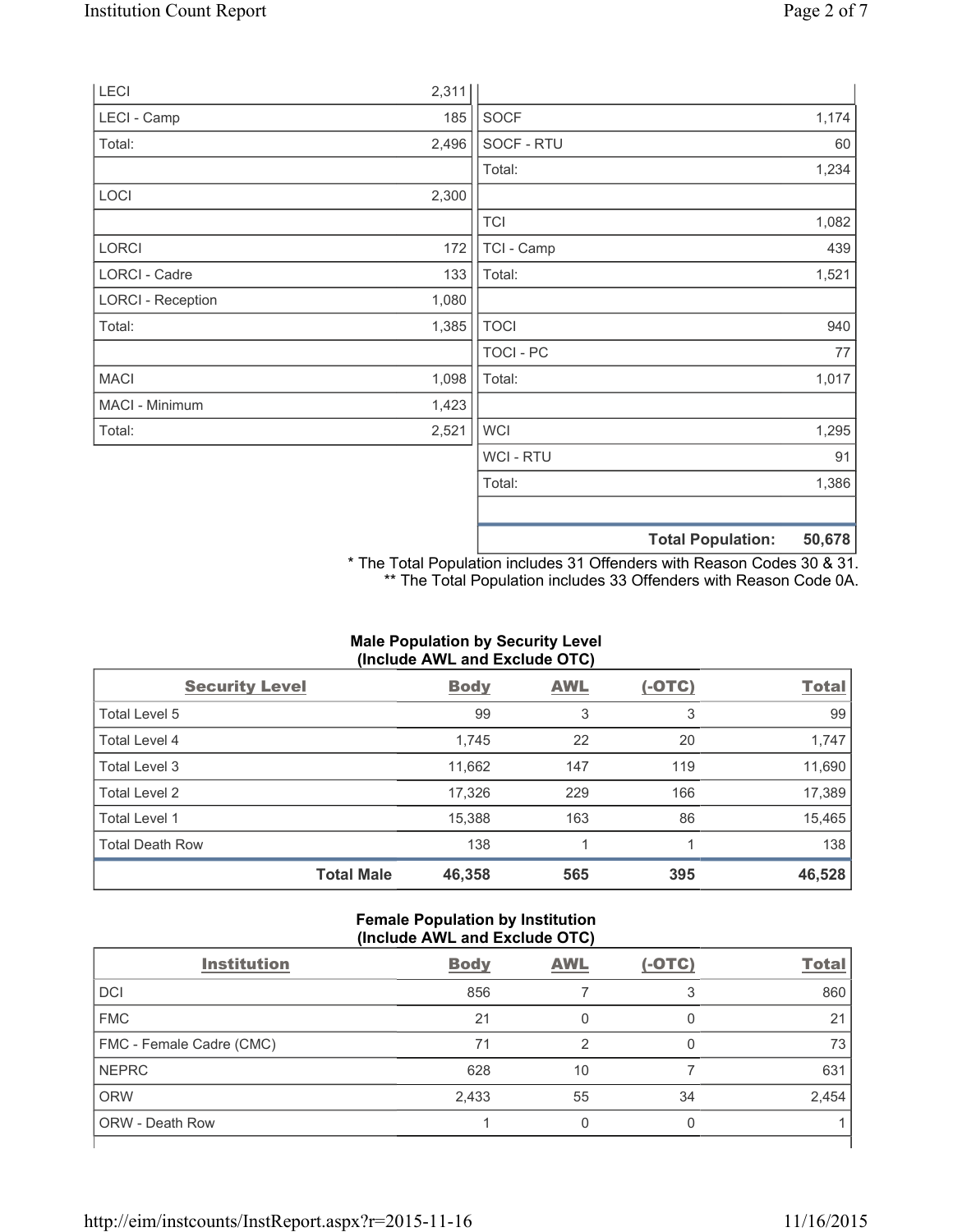| | |
|---|---|
| LECI | 2,311 |
| LECI - Camp | 185 |
| Total: | 2,496 |
| | |
| LOCI | 2,300 |
| | |
| LORCI | 172 |
| LORCI - Cadre | 133 |
| LORCI - Reception | 1,080 |
| Total: | 1,385 |
| | |
| MACI | 1,098 |
| MACI - Minimum | 1,423 |
| Total: | 2,521 |

| | |
|---|---|
| | |
| SOCF | 1,174 |
| SOCF - RTU | 60 |
| Total: | 1,234 |
| | |
| TCI | 1,082 |
| TCI - Camp | 439 |
| Total: | 1,521 |
| | |
| TOCI | 940 |
| TOCI - PC | 77 |
| Total: | 1,017 |
| | |
| WCI | 1,295 |
| WCI - RTU | 91 |
| Total: | 1,386 |
| | |
| **Total Population:** | **50,678** |

* The Total Population includes 31 Offenders with Reason Codes 30 & 31.
** The Total Population includes 33 Offenders with Reason Code 0A.

**Male Population by Security Level (Include AWL and Exclude OTC)**

| Security Level | Body | AWL | (-OTC) | Total |
|---|---|---|---|---|
| Total Level 5 | 99 | 3 | 3 | 99 |
| Total Level 4 | 1,745 | 22 | 20 | 1,747 |
| Total Level 3 | 11,662 | 147 | 119 | 11,690 |
| Total Level 2 | 17,326 | 229 | 166 | 17,389 |
| Total Level 1 | 15,388 | 163 | 86 | 15,465 |
| Total Death Row | 138 | 1 | 1 | 138 |
| **Total Male** | **46,358** | **565** | **395** | **46,528** |

**Female Population by Institution (Include AWL and Exclude OTC)**

| Institution | Body | AWL | (-OTC) | Total |
|---|---|---|---|---|
| DCI | 856 | 7 | 3 | 860 |
| FMC | 21 | 0 | 0 | 21 |
| FMC - Female Cadre (CMC) | 71 | 2 | 0 | 73 |
| NEPRC | 628 | 10 | 7 | 631 |
| ORW | 2,433 | 55 | 34 | 2,454 |
| ORW - Death Row | 1 | 0 | 0 | 1 |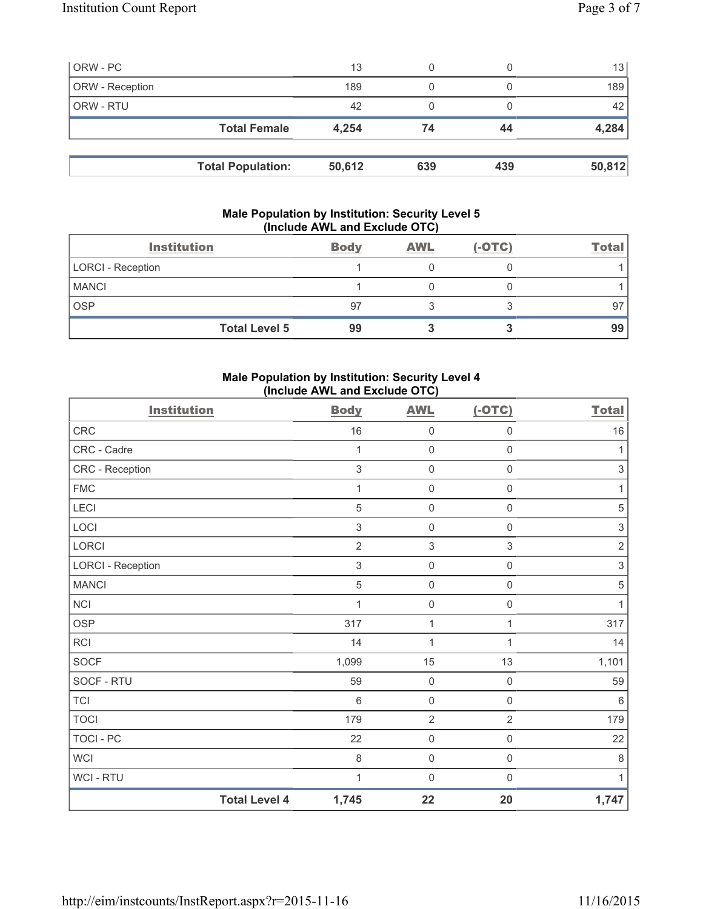| ORW - PC | 13 | 0 | 0 | 13 |
|---|---|---|---|---|
| ORW - Reception | 189 | 0 | 0 | 189 |
| ORW - RTU | 42 | 0 | 0 | 42 |
| **Total Female** | **4,254** | **74** | **44** | **4,284** |

| **Total Population:** | **50,612** | **639** | **439** | **50,812** |
|---|---|---|---|---|

**Male Population by Institution: Security Level 5 (Include AWL and Exclude OTC)**

| Institution | Body | AWL | (-OTC) | Total |
|---|---|---|---|---|
| LORCI - Reception | 1 | 0 | 0 | 1 |
| MANCI | 1 | 0 | 0 | 1 |
| OSP | 97 | 3 | 3 | 97 |
| **Total Level 5** | **99** | **3** | **3** | **99** |

**Male Population by Institution: Security Level 4 (Include AWL and Exclude OTC)**

| Institution | Body | AWL | (-OTC) | Total |
|---|---|---|---|---|
| CRC | 16 | 0 | 0 | 16 |
| CRC - Cadre | 1 | 0 | 0 | 1 |
| CRC - Reception | 3 | 0 | 0 | 3 |
| FMC | 1 | 0 | 0 | 1 |
| LECI | 5 | 0 | 0 | 5 |
| LOCI | 3 | 0 | 0 | 3 |
| LORCI | 2 | 3 | 3 | 2 |
| LORCI - Reception | 3 | 0 | 0 | 3 |
| MANCI | 5 | 0 | 0 | 5 |
| NCI | 1 | 0 | 0 | 1 |
| OSP | 317 | 1 | 1 | 317 |
| RCI | 14 | 1 | 1 | 14 |
| SOCF | 1,099 | 15 | 13 | 1,101 |
| SOCF - RTU | 59 | 0 | 0 | 59 |
| TCI | 6 | 0 | 0 | 6 |
| TOCI | 179 | 2 | 2 | 179 |
| TOCI - PC | 22 | 0 | 0 | 22 |
| WCI | 8 | 0 | 0 | 8 |
| WCI - RTU | 1 | 0 | 0 | 1 |
| **Total Level 4** | **1,745** | **22** | **20** | **1,747** |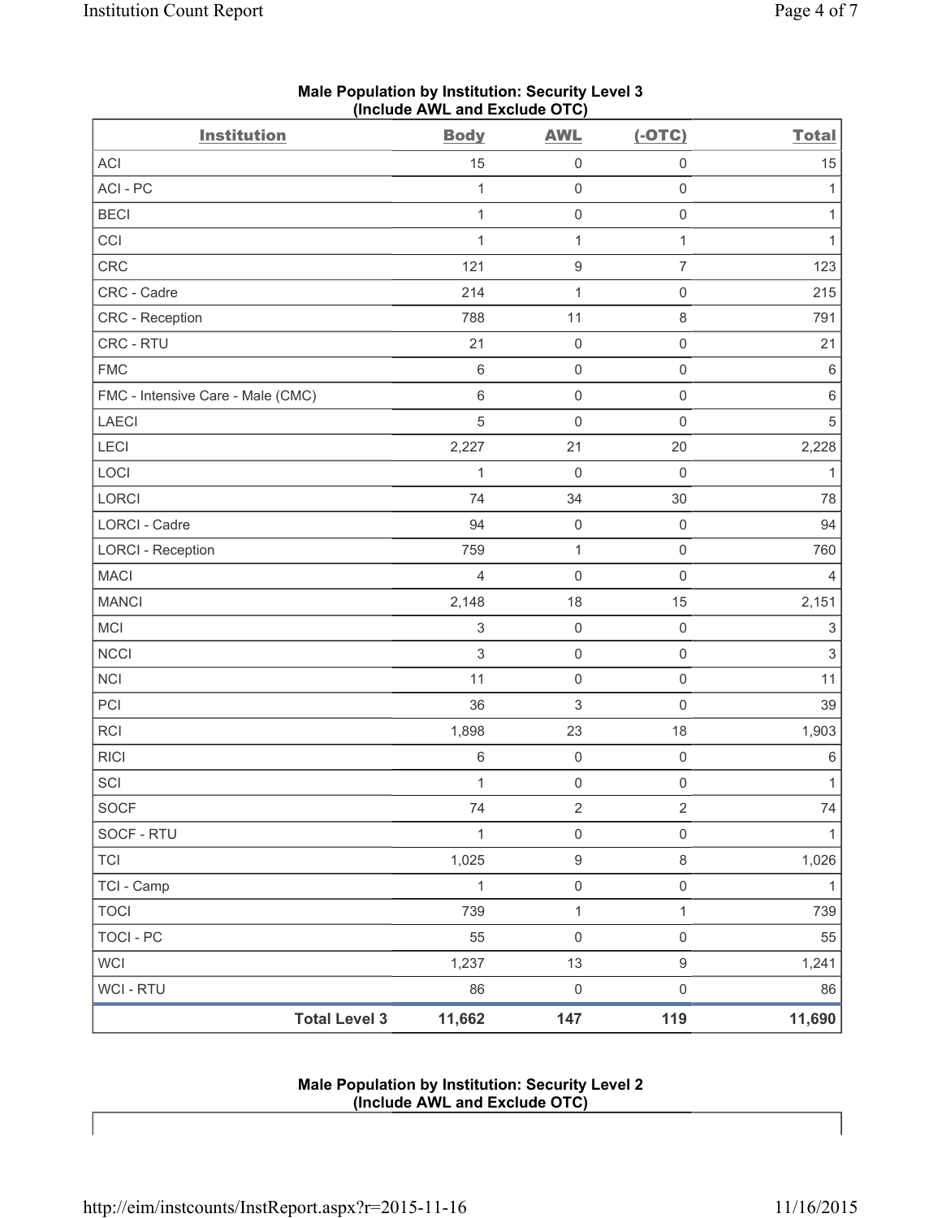## Male Population by Institution: Security Level 3 (Include AWL and Exclude OTC)

| Institution | Body | AWL | (-OTC) | Total |
|---|---|---|---|---|
| ACI | 15 | 0 | 0 | 15 |
| ACI - PC | 1 | 0 | 0 | 1 |
| BECI | 1 | 0 | 0 | 1 |
| CCI | 1 | 1 | 1 | 1 |
| CRC | 121 | 9 | 7 | 123 |
| CRC - Cadre | 214 | 1 | 0 | 215 |
| CRC - Reception | 788 | 11 | 8 | 791 |
| CRC - RTU | 21 | 0 | 0 | 21 |
| FMC | 6 | 0 | 0 | 6 |
| FMC - Intensive Care - Male (CMC) | 6 | 0 | 0 | 6 |
| LAECI | 5 | 0 | 0 | 5 |
| LECI | 2,227 | 21 | 20 | 2,228 |
| LOCI | 1 | 0 | 0 | 1 |
| LORCI | 74 | 34 | 30 | 78 |
| LORCI - Cadre | 94 | 0 | 0 | 94 |
| LORCI - Reception | 759 | 1 | 0 | 760 |
| MACI | 4 | 0 | 0 | 4 |
| MANCI | 2,148 | 18 | 15 | 2,151 |
| MCI | 3 | 0 | 0 | 3 |
| NCCI | 3 | 0 | 0 | 3 |
| NCI | 11 | 0 | 0 | 11 |
| PCI | 36 | 3 | 0 | 39 |
| RCI | 1,898 | 23 | 18 | 1,903 |
| RICI | 6 | 0 | 0 | 6 |
| SCI | 1 | 0 | 0 | 1 |
| SOCF | 74 | 2 | 2 | 74 |
| SOCF - RTU | 1 | 0 | 0 | 1 |
| TCI | 1,025 | 9 | 8 | 1,026 |
| TCI - Camp | 1 | 0 | 0 | 1 |
| TOCI | 739 | 1 | 1 | 739 |
| TOCI - PC | 55 | 0 | 0 | 55 |
| WCI | 1,237 | 13 | 9 | 1,241 |
| WCI - RTU | 86 | 0 | 0 | 86 |
| **Total Level 3** | **11,662** | **147** | **119** | **11,690** |

## Male Population by Institution: Security Level 2 (Include AWL and Exclude OTC)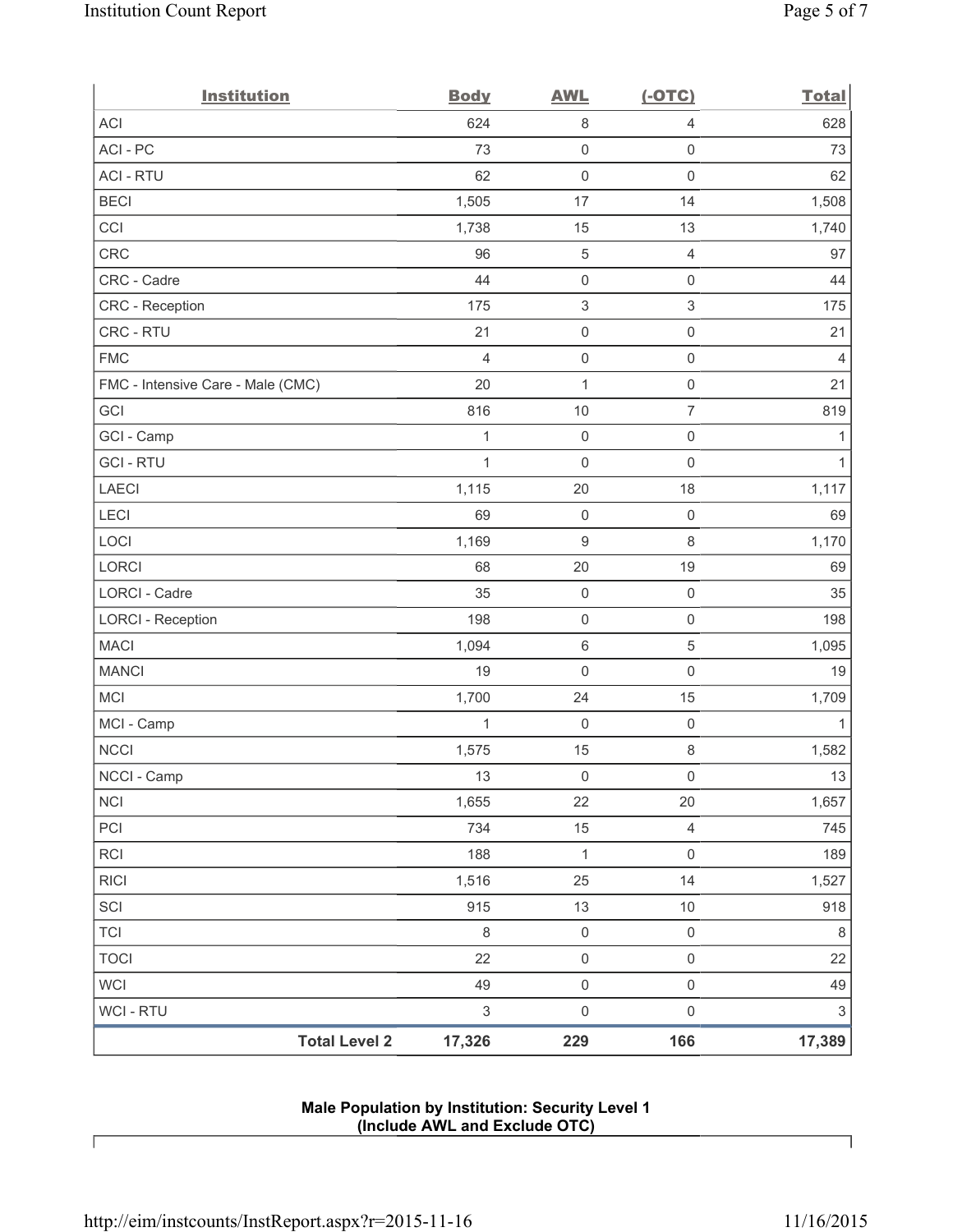| Institution | Body | AWL | (-OTC) | Total |
|---|---|---|---|---|
| ACI | 624 | 8 | 4 | 628 |
| ACI - PC | 73 | 0 | 0 | 73 |
| ACI - RTU | 62 | 0 | 0 | 62 |
| BECI | 1,505 | 17 | 14 | 1,508 |
| CCI | 1,738 | 15 | 13 | 1,740 |
| CRC | 96 | 5 | 4 | 97 |
| CRC - Cadre | 44 | 0 | 0 | 44 |
| CRC - Reception | 175 | 3 | 3 | 175 |
| CRC - RTU | 21 | 0 | 0 | 21 |
| FMC | 4 | 0 | 0 | 4 |
| FMC - Intensive Care - Male (CMC) | 20 | 1 | 0 | 21 |
| GCI | 816 | 10 | 7 | 819 |
| GCI - Camp | 1 | 0 | 0 | 1 |
| GCI - RTU | 1 | 0 | 0 | 1 |
| LAECI | 1,115 | 20 | 18 | 1,117 |
| LECI | 69 | 0 | 0 | 69 |
| LOCI | 1,169 | 9 | 8 | 1,170 |
| LORCI | 68 | 20 | 19 | 69 |
| LORCI - Cadre | 35 | 0 | 0 | 35 |
| LORCI - Reception | 198 | 0 | 0 | 198 |
| MACI | 1,094 | 6 | 5 | 1,095 |
| MANCI | 19 | 0 | 0 | 19 |
| MCI | 1,700 | 24 | 15 | 1,709 |
| MCI - Camp | 1 | 0 | 0 | 1 |
| NCCI | 1,575 | 15 | 8 | 1,582 |
| NCCI - Camp | 13 | 0 | 0 | 13 |
| NCI | 1,655 | 22 | 20 | 1,657 |
| PCI | 734 | 15 | 4 | 745 |
| RCI | 188 | 1 | 0 | 189 |
| RICI | 1,516 | 25 | 14 | 1,527 |
| SCI | 915 | 13 | 10 | 918 |
| TCI | 8 | 0 | 0 | 8 |
| TOCI | 22 | 0 | 0 | 22 |
| WCI | 49 | 0 | 0 | 49 |
| WCI - RTU | 3 | 0 | 0 | 3 |
| **Total Level 2** | **17,326** | **229** | **166** | **17,389** |

**Male Population by Institution: Security Level 1**
**(Include AWL and Exclude OTC)**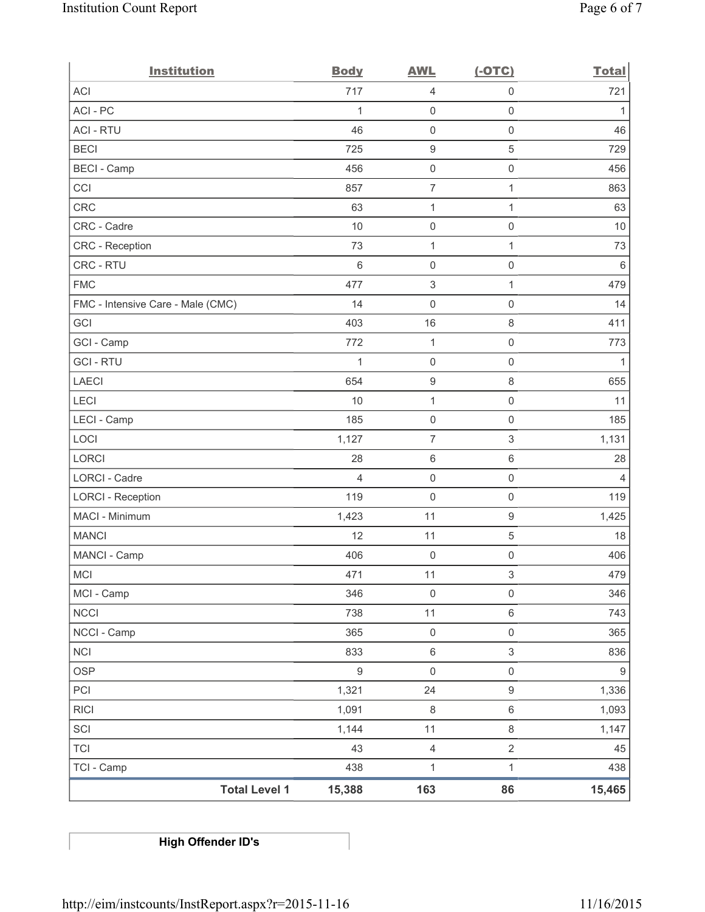| Institution | Body | AWL | (-OTC) | Total |
|---|---|---|---|---|
| ACI | 717 | 4 | 0 | 721 |
| ACI - PC | 1 | 0 | 0 | 1 |
| ACI - RTU | 46 | 0 | 0 | 46 |
| BECI | 725 | 9 | 5 | 729 |
| BECI - Camp | 456 | 0 | 0 | 456 |
| CCI | 857 | 7 | 1 | 863 |
| CRC | 63 | 1 | 1 | 63 |
| CRC - Cadre | 10 | 0 | 0 | 10 |
| CRC - Reception | 73 | 1 | 1 | 73 |
| CRC - RTU | 6 | 0 | 0 | 6 |
| FMC | 477 | 3 | 1 | 479 |
| FMC - Intensive Care - Male (CMC) | 14 | 0 | 0 | 14 |
| GCI | 403 | 16 | 8 | 411 |
| GCI - Camp | 772 | 1 | 0 | 773 |
| GCI - RTU | 1 | 0 | 0 | 1 |
| LAECI | 654 | 9 | 8 | 655 |
| LECI | 10 | 1 | 0 | 11 |
| LECI - Camp | 185 | 0 | 0 | 185 |
| LOCI | 1,127 | 7 | 3 | 1,131 |
| LORCI | 28 | 6 | 6 | 28 |
| LORCI - Cadre | 4 | 0 | 0 | 4 |
| LORCI - Reception | 119 | 0 | 0 | 119 |
| MACI - Minimum | 1,423 | 11 | 9 | 1,425 |
| MANCI | 12 | 11 | 5 | 18 |
| MANCI - Camp | 406 | 0 | 0 | 406 |
| MCI | 471 | 11 | 3 | 479 |
| MCI - Camp | 346 | 0 | 0 | 346 |
| NCCI | 738 | 11 | 6 | 743 |
| NCCI - Camp | 365 | 0 | 0 | 365 |
| NCI | 833 | 6 | 3 | 836 |
| OSP | 9 | 0 | 0 | 9 |
| PCI | 1,321 | 24 | 9 | 1,336 |
| RICI | 1,091 | 8 | 6 | 1,093 |
| SCI | 1,144 | 11 | 8 | 1,147 |
| TCI | 43 | 4 | 2 | 45 |
| TCI - Camp | 438 | 1 | 1 | 438 |
| **Total Level 1** | **15,388** | **163** | **86** | **15,465** |

**High Offender ID's**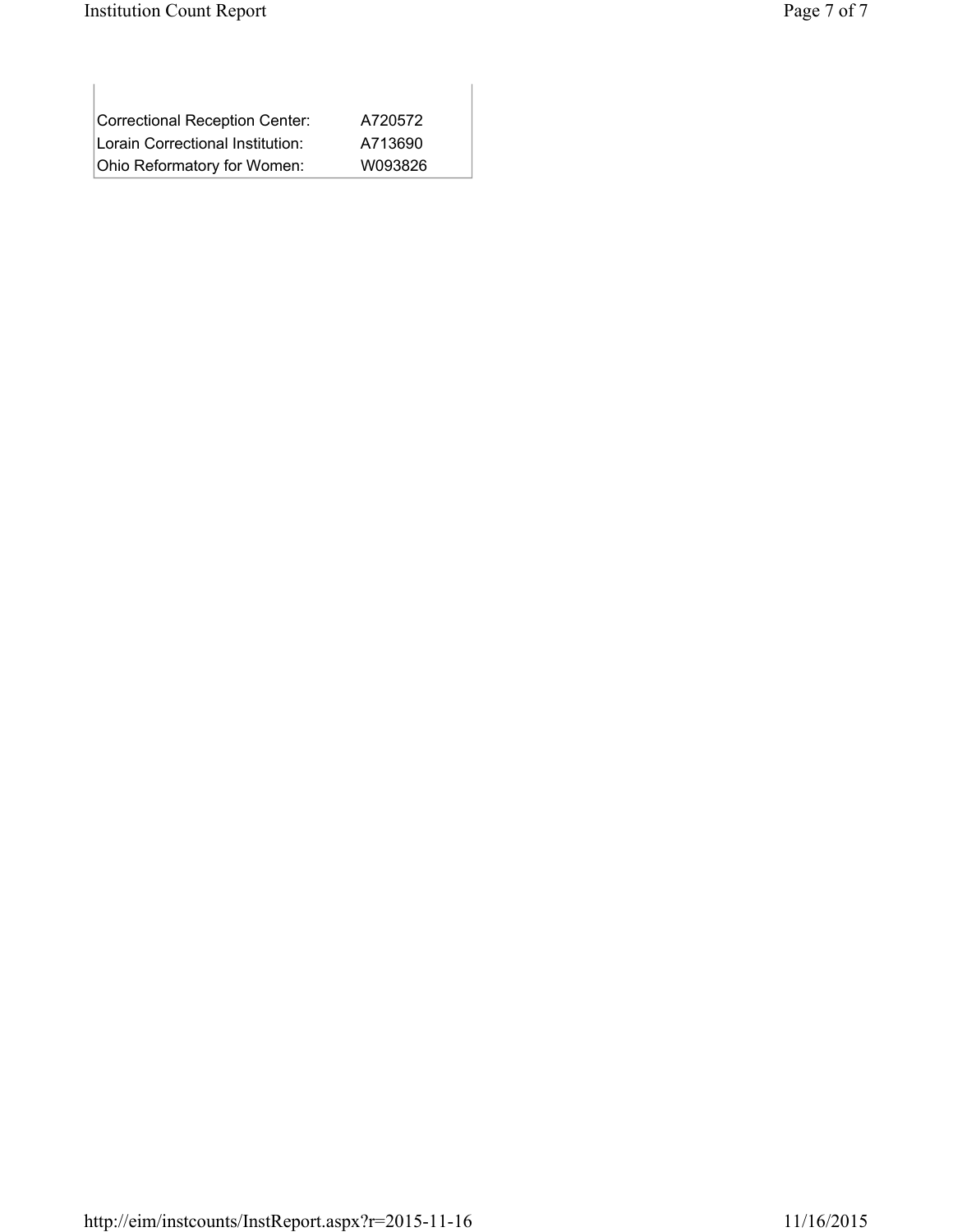| | |
|---|---|
| Correctional Reception Center: | A720572 |
| Lorain Correctional Institution: | A713690 |
| Ohio Reformatory for Women: | W093826 |